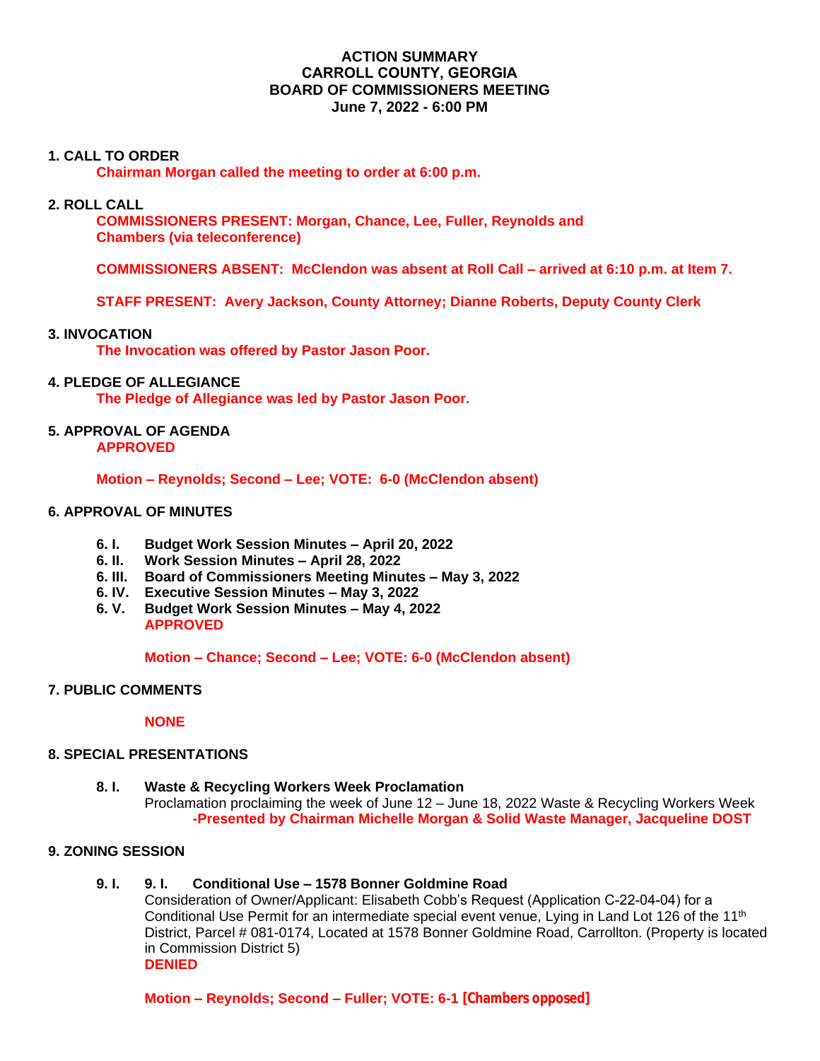**ACTION SUMMARY**
**CARROLL COUNTY, GEORGIA**
**BOARD OF COMMISSIONERS MEETING**
**June 7, 2022 - 6:00 PM**

**1. CALL TO ORDER**

**Chairman Morgan called the meeting to order at 6:00 p.m.**

**2. ROLL CALL**

**COMMISSIONERS PRESENT: Morgan, Chance, Lee, Fuller, Reynolds and Chambers (via teleconference)**

**COMMISSIONERS ABSENT: McClendon was absent at Roll Call – arrived at 6:10 p.m. at Item 7.**

**STAFF PRESENT: Avery Jackson, County Attorney; Dianne Roberts, Deputy County Clerk**

**3. INVOCATION**

**The Invocation was offered by Pastor Jason Poor.**

**4. PLEDGE OF ALLEGIANCE**

**The Pledge of Allegiance was led by Pastor Jason Poor.**

**5. APPROVAL OF AGENDA**

**APPROVED**

**Motion – Reynolds; Second – Lee; VOTE: 6-0 (McClendon absent)**

**6. APPROVAL OF MINUTES**

**6. I. Budget Work Session Minutes – April 20, 2022**
**6. II. Work Session Minutes – April 28, 2022**
**6. III. Board of Commissioners Meeting Minutes – May 3, 2022**
**6. IV. Executive Session Minutes – May 3, 2022**
**6. V. Budget Work Session Minutes – May 4, 2022**

**APPROVED**

**Motion – Chance; Second – Lee; VOTE: 6-0 (McClendon absent)**

**7. PUBLIC COMMENTS**

**NONE**

**8. SPECIAL PRESENTATIONS**

**8. I. Waste & Recycling Workers Week Proclamation**

Proclamation proclaiming the week of June 12 – June 18, 2022 Waste & Recycling Workers Week
**-Presented by Chairman Michelle Morgan & Solid Waste Manager, Jacqueline DOST**

**9. ZONING SESSION**

**9. I. 9. I. Conditional Use – 1578 Bonner Goldmine Road**

Consideration of Owner/Applicant: Elisabeth Cobb's Request (Application C-22-04-04) for a Conditional Use Permit for an intermediate special event venue, Lying in Land Lot 126 of the 11th District, Parcel # 081-0174, Located at 1578 Bonner Goldmine Road, Carrollton. (Property is located in Commission District 5)

**DENIED**

**Motion – Reynolds; Second – Fuller; VOTE: 6-1 [Chambers opposed]**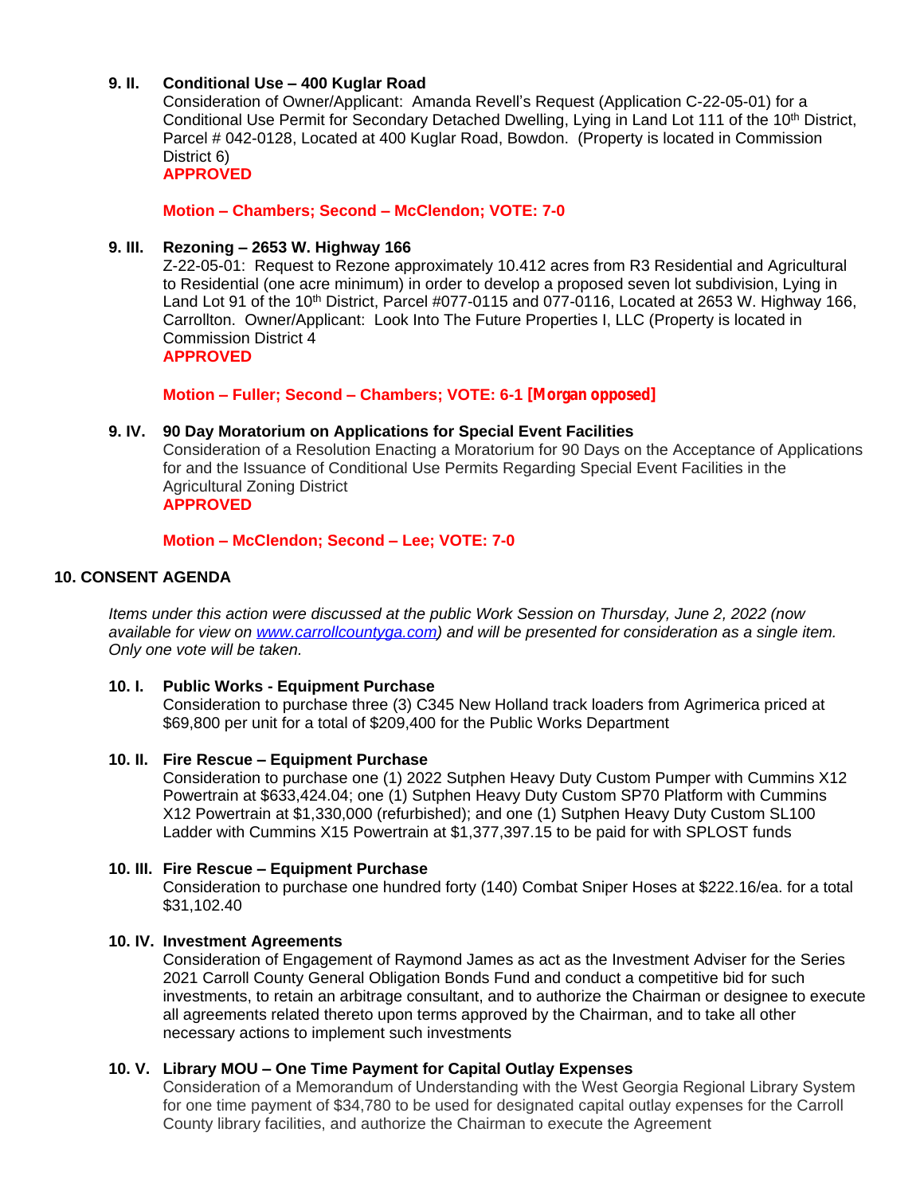**9. II. Conditional Use – 400 Kuglar Road**

Consideration of Owner/Applicant: Amanda Revell's Request (Application C-22-05-01) for a Conditional Use Permit for Secondary Detached Dwelling, Lying in Land Lot 111 of the 10th District, Parcel # 042-0128, Located at 400 Kuglar Road, Bowdon. (Property is located in Commission District 6)

**APPROVED**

**Motion – Chambers; Second – McClendon; VOTE: 7-0**

**9. III. Rezoning – 2653 W. Highway 166**

Z-22-05-01: Request to Rezone approximately 10.412 acres from R3 Residential and Agricultural to Residential (one acre minimum) in order to develop a proposed seven lot subdivision, Lying in Land Lot 91 of the 10th District, Parcel #077-0115 and 077-0116, Located at 2653 W. Highway 166, Carrollton. Owner/Applicant: Look Into The Future Properties I, LLC (Property is located in Commission District 4

**APPROVED**

**Motion – Fuller; Second – Chambers; VOTE: 6-1 [Morgan opposed]**

**9. IV. 90 Day Moratorium on Applications for Special Event Facilities**

Consideration of a Resolution Enacting a Moratorium for 90 Days on the Acceptance of Applications for and the Issuance of Conditional Use Permits Regarding Special Event Facilities in the Agricultural Zoning District

**APPROVED**

**Motion – McClendon; Second – Lee; VOTE: 7-0**

## 10. CONSENT AGENDA

*Items under this action were discussed at the public Work Session on Thursday, June 2, 2022 (now available for view on www.carrollcountyga.com) and will be presented for consideration as a single item. Only one vote will be taken.*

**10. I. Public Works - Equipment Purchase**

Consideration to purchase three (3) C345 New Holland track loaders from Agrimerica priced at $69,800 per unit for a total of $209,400 for the Public Works Department

**10. II. Fire Rescue – Equipment Purchase**

Consideration to purchase one (1) 2022 Sutphen Heavy Duty Custom Pumper with Cummins X12 Powertrain at $633,424.04; one (1) Sutphen Heavy Duty Custom SP70 Platform with Cummins X12 Powertrain at $1,330,000 (refurbished); and one (1) Sutphen Heavy Duty Custom SL100 Ladder with Cummins X15 Powertrain at $1,377,397.15 to be paid for with SPLOST funds

**10. III. Fire Rescue – Equipment Purchase**

Consideration to purchase one hundred forty (140) Combat Sniper Hoses at $222.16/ea. for a total $31,102.40

**10. IV. Investment Agreements**

Consideration of Engagement of Raymond James as act as the Investment Adviser for the Series 2021 Carroll County General Obligation Bonds Fund and conduct a competitive bid for such investments, to retain an arbitrage consultant, and to authorize the Chairman or designee to execute all agreements related thereto upon terms approved by the Chairman, and to take all other necessary actions to implement such investments

**10. V. Library MOU – One Time Payment for Capital Outlay Expenses**

Consideration of a Memorandum of Understanding with the West Georgia Regional Library System for one time payment of $34,780 to be used for designated capital outlay expenses for the Carroll County library facilities, and authorize the Chairman to execute the Agreement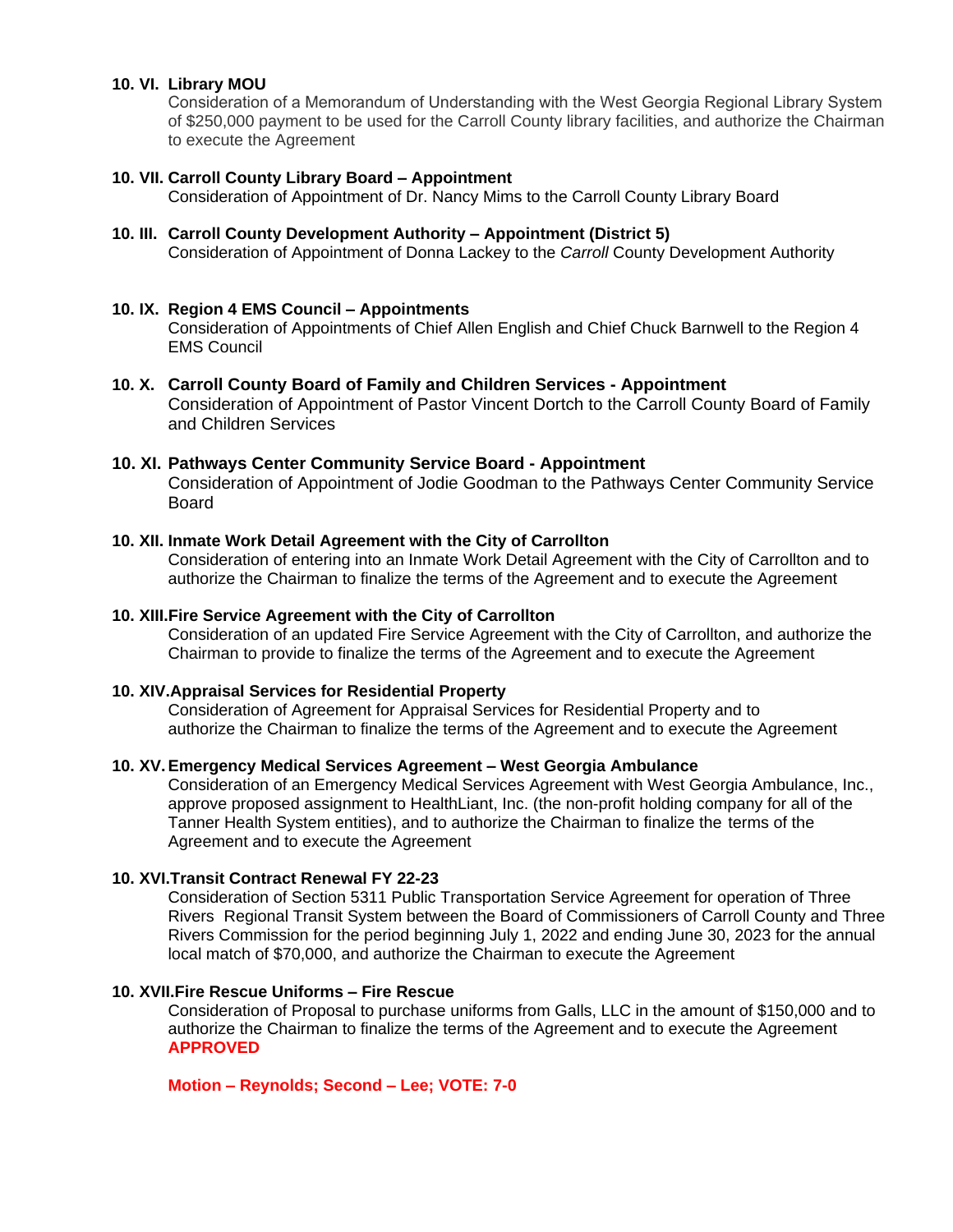**10. VI. Library MOU**

Consideration of a Memorandum of Understanding with the West Georgia Regional Library System of $250,000 payment to be used for the Carroll County library facilities, and authorize the Chairman to execute the Agreement

**10. VII. Carroll County Library Board – Appointment**

Consideration of Appointment of Dr. Nancy Mims to the Carroll County Library Board

**10. III. Carroll County Development Authority – Appointment (District 5)**

Consideration of Appointment of Donna Lackey to the *Carroll* County Development Authority

**10. IX. Region 4 EMS Council – Appointments**

Consideration of Appointments of Chief Allen English and Chief Chuck Barnwell to the Region 4 EMS Council

**10. X. Carroll County Board of Family and Children Services - Appointment**

Consideration of Appointment of Pastor Vincent Dortch to the Carroll County Board of Family and Children Services

**10. XI. Pathways Center Community Service Board - Appointment**

Consideration of Appointment of Jodie Goodman to the Pathways Center Community Service Board

**10. XII. Inmate Work Detail Agreement with the City of Carrollton**

Consideration of entering into an Inmate Work Detail Agreement with the City of Carrollton and to authorize the Chairman to finalize the terms of the Agreement and to execute the Agreement

**10. XIII. Fire Service Agreement with the City of Carrollton**

Consideration of an updated Fire Service Agreement with the City of Carrollton, and authorize the Chairman to provide to finalize the terms of the Agreement and to execute the Agreement

**10. XIV. Appraisal Services for Residential Property**

Consideration of Agreement for Appraisal Services for Residential Property and to authorize the Chairman to finalize the terms of the Agreement and to execute the Agreement

**10. XV. Emergency Medical Services Agreement – West Georgia Ambulance**

Consideration of an Emergency Medical Services Agreement with West Georgia Ambulance, Inc., approve proposed assignment to HealthLiant, Inc. (the non-profit holding company for all of the Tanner Health System entities), and to authorize the Chairman to finalize the terms of the Agreement and to execute the Agreement

**10. XVI. Transit Contract Renewal FY 22-23**

Consideration of Section 5311 Public Transportation Service Agreement for operation of Three Rivers Regional Transit System between the Board of Commissioners of Carroll County and Three Rivers Commission for the period beginning July 1, 2022 and ending June 30, 2023 for the annual local match of $70,000, and authorize the Chairman to execute the Agreement

**10. XVII. Fire Rescue Uniforms – Fire Rescue**

Consideration of Proposal to purchase uniforms from Galls, LLC in the amount of $150,000 and to authorize the Chairman to finalize the terms of the Agreement and to execute the Agreement
**APPROVED**

**Motion – Reynolds; Second – Lee; VOTE: 7-0**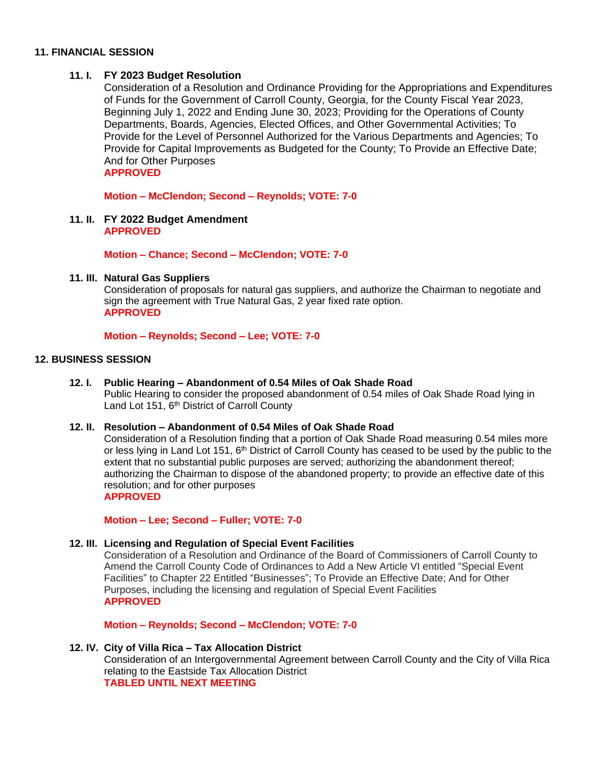## 11. FINANCIAL SESSION

**11. I. FY 2023 Budget Resolution**

Consideration of a Resolution and Ordinance Providing for the Appropriations and Expenditures of Funds for the Government of Carroll County, Georgia, for the County Fiscal Year 2023, Beginning July 1, 2022 and Ending June 30, 2023; Providing for the Operations of County Departments, Boards, Agencies, Elected Offices, and Other Governmental Activities; To Provide for the Level of Personnel Authorized for the Various Departments and Agencies; To Provide for Capital Improvements as Budgeted for the County; To Provide an Effective Date; And for Other Purposes

**APPROVED**

**Motion – McClendon; Second – Reynolds; VOTE: 7-0**

**11. II. FY 2022 Budget Amendment**

**APPROVED**

**Motion – Chance; Second – McClendon; VOTE: 7-0**

**11. III. Natural Gas Suppliers**

Consideration of proposals for natural gas suppliers, and authorize the Chairman to negotiate and sign the agreement with True Natural Gas, 2 year fixed rate option.

**APPROVED**

**Motion – Reynolds; Second – Lee; VOTE: 7-0**

## 12. BUSINESS SESSION

**12. I. Public Hearing – Abandonment of 0.54 Miles of Oak Shade Road**

Public Hearing to consider the proposed abandonment of 0.54 miles of Oak Shade Road lying in Land Lot 151, 6th District of Carroll County

**12. II. Resolution – Abandonment of 0.54 Miles of Oak Shade Road**

Consideration of a Resolution finding that a portion of Oak Shade Road measuring 0.54 miles more or less lying in Land Lot 151, 6th District of Carroll County has ceased to be used by the public to the extent that no substantial public purposes are served; authorizing the abandonment thereof; authorizing the Chairman to dispose of the abandoned property; to provide an effective date of this resolution; and for other purposes

**APPROVED**

**Motion – Lee; Second – Fuller; VOTE: 7-0**

**12. III. Licensing and Regulation of Special Event Facilities**

Consideration of a Resolution and Ordinance of the Board of Commissioners of Carroll County to Amend the Carroll County Code of Ordinances to Add a New Article VI entitled "Special Event Facilities" to Chapter 22 Entitled "Businesses"; To Provide an Effective Date; And for Other Purposes, including the licensing and regulation of Special Event Facilities

**APPROVED**

**Motion – Reynolds; Second – McClendon; VOTE: 7-0**

**12. IV. City of Villa Rica – Tax Allocation District**

Consideration of an Intergovernmental Agreement between Carroll County and the City of Villa Rica relating to the Eastside Tax Allocation District

**TABLED UNTIL NEXT MEETING**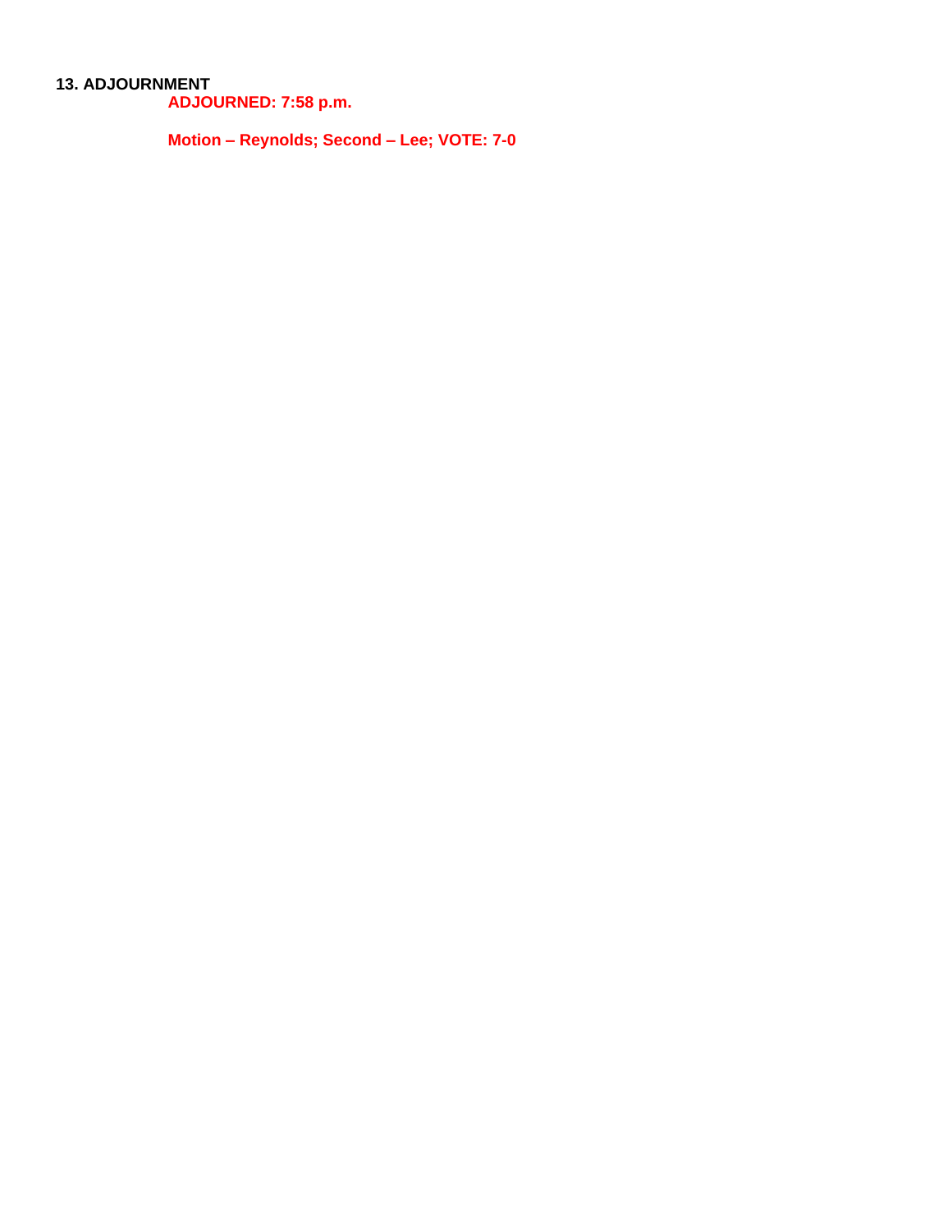**13. ADJOURNMENT**

**ADJOURNED: 7:58 p.m.**

**Motion – Reynolds; Second – Lee; VOTE: 7-0**